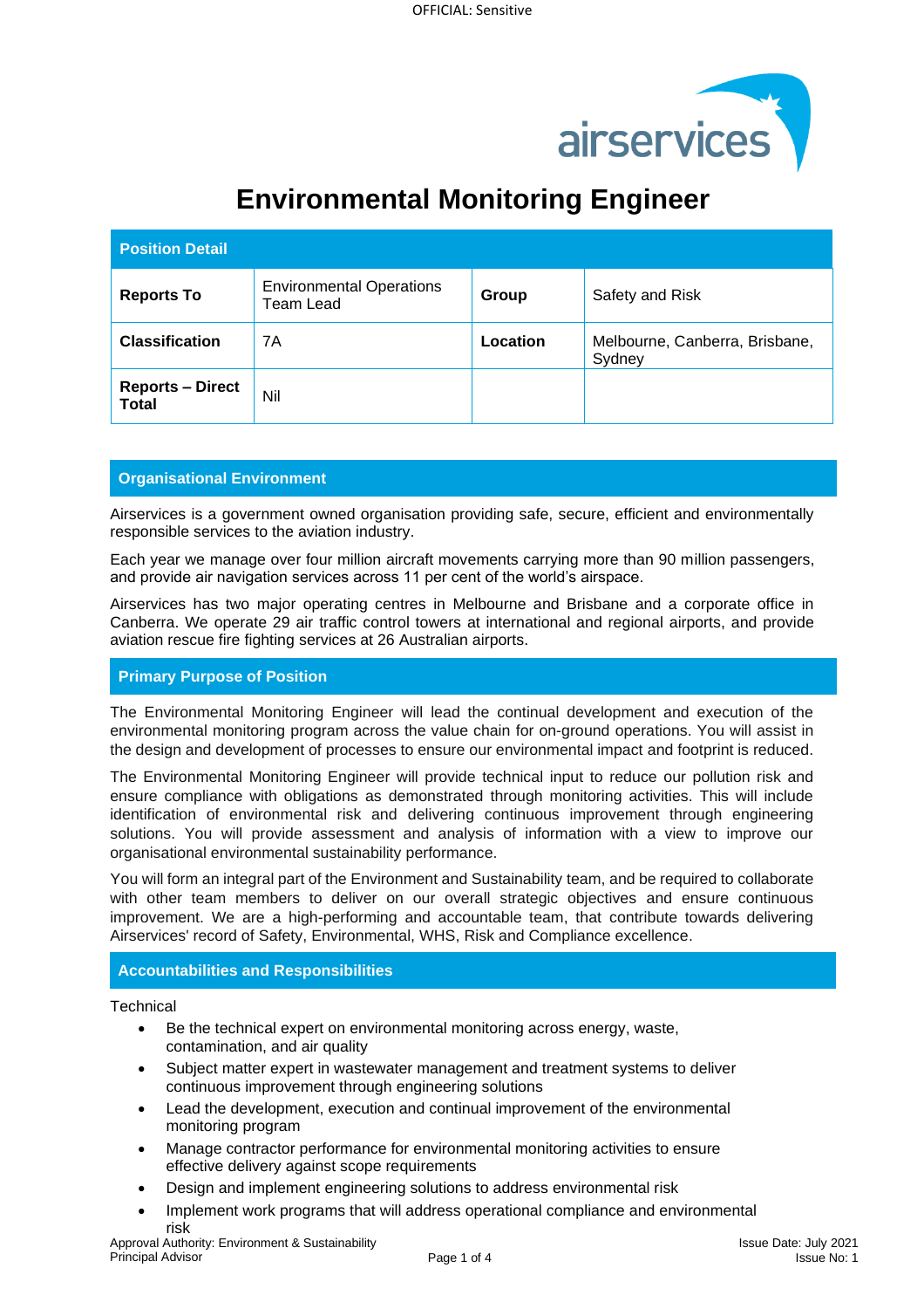# Environmental Monitoring Engineer

| Position Detail | | | |
|---|---|---|---|
| **Reports To** | Environmental Operations Team Lead | **Group** | Safety and Risk |
| **Classification** | 7A | **Location** | Melbourne, Canberra, Brisbane, Sydney |
| **Reports – Direct Total** | Nil | | |

## Organisational Environment

Airservices is a government owned organisation providing safe, secure, efficient and environmentally responsible services to the aviation industry.

Each year we manage over four million aircraft movements carrying more than 90 million passengers, and provide air navigation services across 11 per cent of the world's airspace.

Airservices has two major operating centres in Melbourne and Brisbane and a corporate office in Canberra. We operate 29 air traffic control towers at international and regional airports, and provide aviation rescue fire fighting services at 26 Australian airports.

## Primary Purpose of Position

The Environmental Monitoring Engineer will lead the continual development and execution of the environmental monitoring program across the value chain for on-ground operations. You will assist in the design and development of processes to ensure our environmental impact and footprint is reduced.

The Environmental Monitoring Engineer will provide technical input to reduce our pollution risk and ensure compliance with obligations as demonstrated through monitoring activities. This will include identification of environmental risk and delivering continuous improvement through engineering solutions. You will provide assessment and analysis of information with a view to improve our organisational environmental sustainability performance.

You will form an integral part of the Environment and Sustainability team, and be required to collaborate with other team members to deliver on our overall strategic objectives and ensure continuous improvement. We are a high-performing and accountable team, that contribute towards delivering Airservices' record of Safety, Environmental, WHS, Risk and Compliance excellence.

## Accountabilities and Responsibilities

Technical

- Be the technical expert on environmental monitoring across energy, waste, contamination, and air quality
- Subject matter expert in wastewater management and treatment systems to deliver continuous improvement through engineering solutions
- Lead the development, execution and continual improvement of the environmental monitoring program
- Manage contractor performance for environmental monitoring activities to ensure effective delivery against scope requirements
- Design and implement engineering solutions to address environmental risk
- Implement work programs that will address operational compliance and environmental risk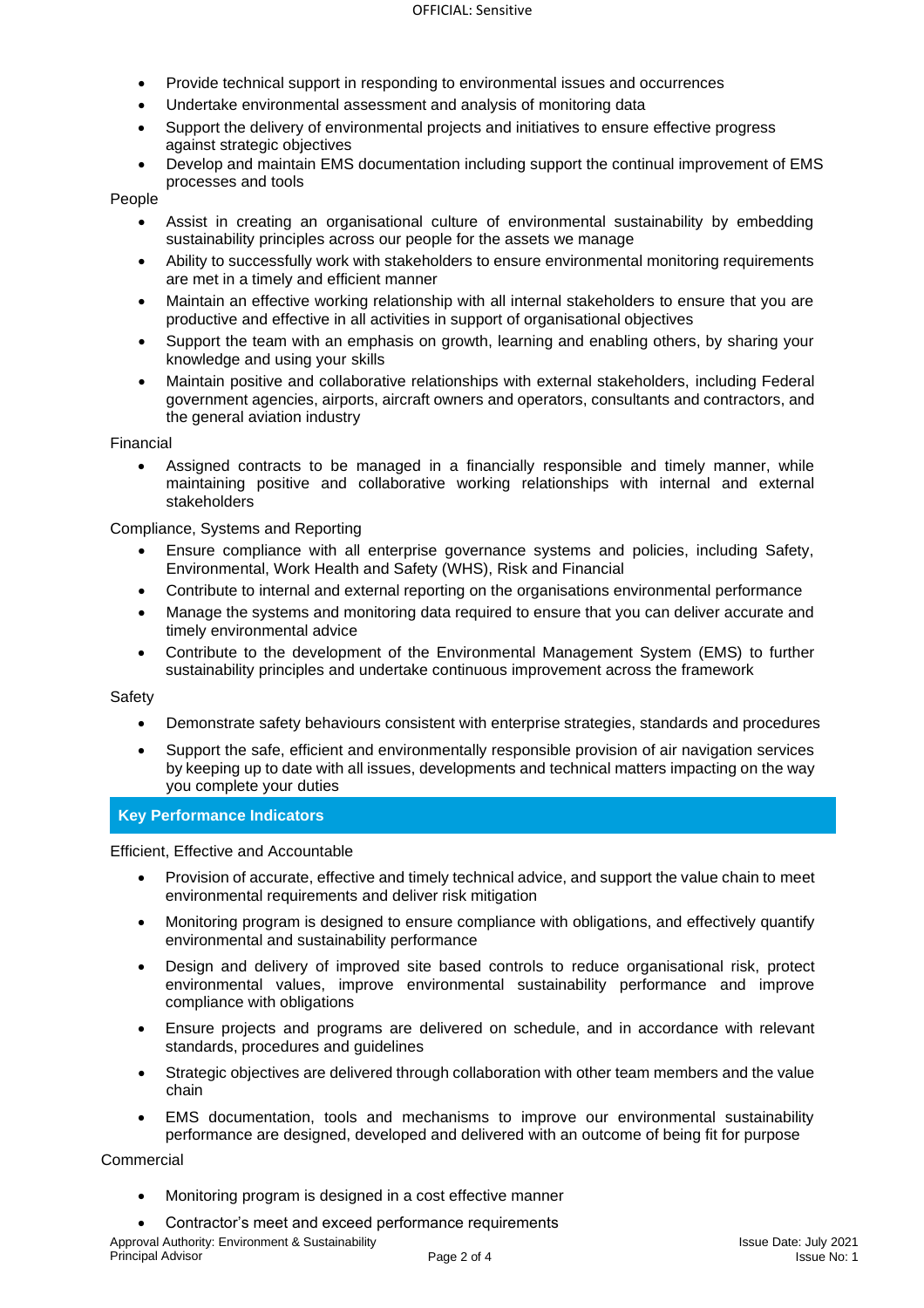- Provide technical support in responding to environmental issues and occurrences
- Undertake environmental assessment and analysis of monitoring data
- Support the delivery of environmental projects and initiatives to ensure effective progress against strategic objectives
- Develop and maintain EMS documentation including support the continual improvement of EMS processes and tools

People

- Assist in creating an organisational culture of environmental sustainability by embedding sustainability principles across our people for the assets we manage
- Ability to successfully work with stakeholders to ensure environmental monitoring requirements are met in a timely and efficient manner
- Maintain an effective working relationship with all internal stakeholders to ensure that you are productive and effective in all activities in support of organisational objectives
- Support the team with an emphasis on growth, learning and enabling others, by sharing your knowledge and using your skills
- Maintain positive and collaborative relationships with external stakeholders, including Federal government agencies, airports, aircraft owners and operators, consultants and contractors, and the general aviation industry

Financial

- Assigned contracts to be managed in a financially responsible and timely manner, while maintaining positive and collaborative working relationships with internal and external stakeholders

Compliance, Systems and Reporting

- Ensure compliance with all enterprise governance systems and policies, including Safety, Environmental, Work Health and Safety (WHS), Risk and Financial
- Contribute to internal and external reporting on the organisations environmental performance
- Manage the systems and monitoring data required to ensure that you can deliver accurate and timely environmental advice
- Contribute to the development of the Environmental Management System (EMS) to further sustainability principles and undertake continuous improvement across the framework

Safety

- Demonstrate safety behaviours consistent with enterprise strategies, standards and procedures
- Support the safe, efficient and environmentally responsible provision of air navigation services by keeping up to date with all issues, developments and technical matters impacting on the way you complete your duties

## Key Performance Indicators

Efficient, Effective and Accountable

- Provision of accurate, effective and timely technical advice, and support the value chain to meet environmental requirements and deliver risk mitigation
- Monitoring program is designed to ensure compliance with obligations, and effectively quantify environmental and sustainability performance
- Design and delivery of improved site based controls to reduce organisational risk, protect environmental values, improve environmental sustainability performance and improve compliance with obligations
- Ensure projects and programs are delivered on schedule, and in accordance with relevant standards, procedures and guidelines
- Strategic objectives are delivered through collaboration with other team members and the value chain
- EMS documentation, tools and mechanisms to improve our environmental sustainability performance are designed, developed and delivered with an outcome of being fit for purpose

Commercial

- Monitoring program is designed in a cost effective manner
- Contractor's meet and exceed performance requirements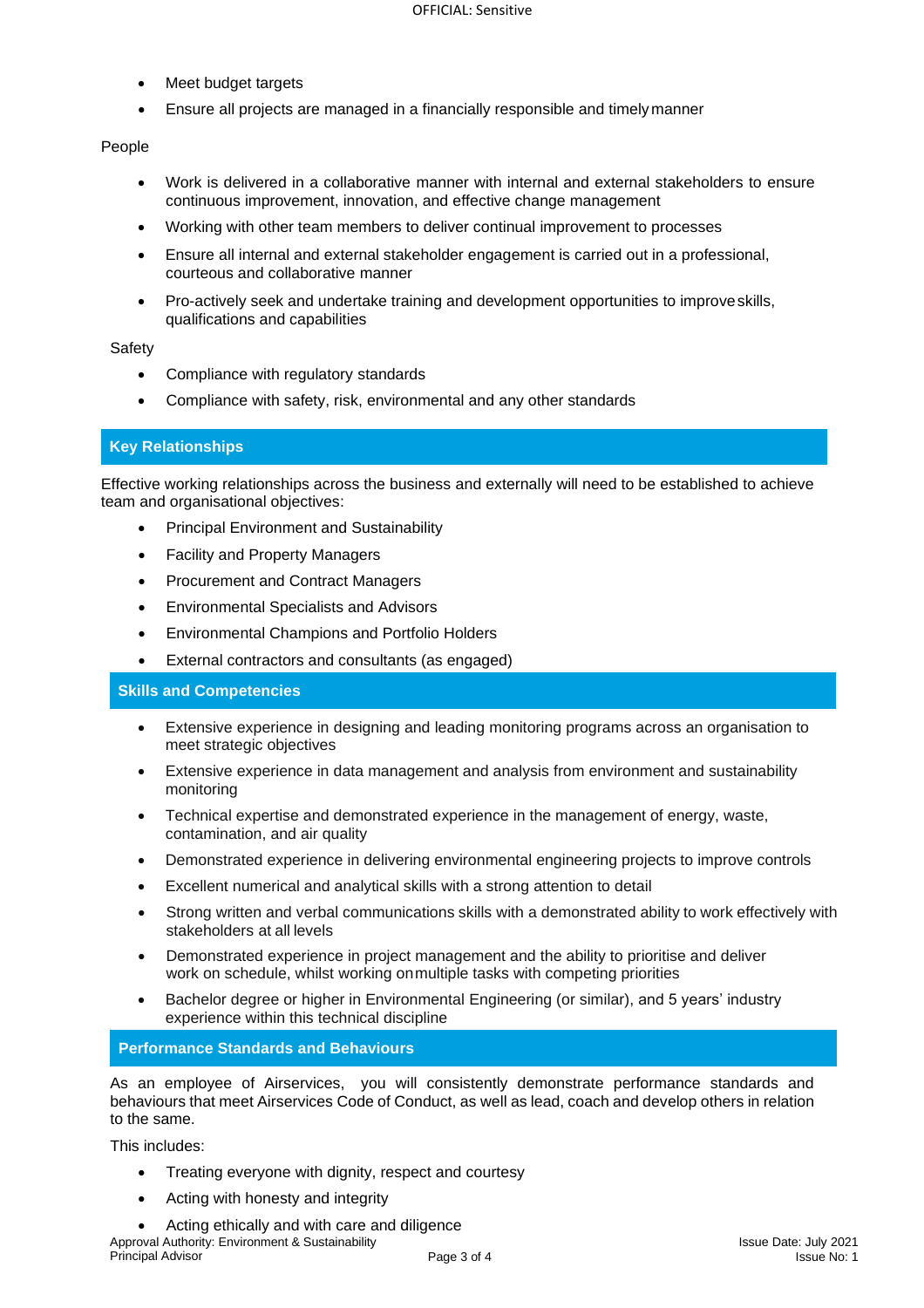- Meet budget targets
- Ensure all projects are managed in a financially responsible and timely manner

People

- Work is delivered in a collaborative manner with internal and external stakeholders to ensure continuous improvement, innovation, and effective change management
- Working with other team members to deliver continual improvement to processes
- Ensure all internal and external stakeholder engagement is carried out in a professional, courteous and collaborative manner
- Pro-actively seek and undertake training and development opportunities to improve skills, qualifications and capabilities

Safety

- Compliance with regulatory standards
- Compliance with safety, risk, environmental and any other standards

## Key Relationships

Effective working relationships across the business and externally will need to be established to achieve team and organisational objectives:

- Principal Environment and Sustainability
- Facility and Property Managers
- Procurement and Contract Managers
- Environmental Specialists and Advisors
- Environmental Champions and Portfolio Holders
- External contractors and consultants (as engaged)

## Skills and Competencies

- Extensive experience in designing and leading monitoring programs across an organisation to meet strategic objectives
- Extensive experience in data management and analysis from environment and sustainability monitoring
- Technical expertise and demonstrated experience in the management of energy, waste, contamination, and air quality
- Demonstrated experience in delivering environmental engineering projects to improve controls
- Excellent numerical and analytical skills with a strong attention to detail
- Strong written and verbal communications skills with a demonstrated ability to work effectively with stakeholders at all levels
- Demonstrated experience in project management and the ability to prioritise and deliver work on schedule, whilst working on multiple tasks with competing priorities
- Bachelor degree or higher in Environmental Engineering (or similar), and 5 years' industry experience within this technical discipline

## Performance Standards and Behaviours

As an employee of Airservices, you will consistently demonstrate performance standards and behaviours that meet Airservices Code of Conduct, as well as lead, coach and develop others in relation to the same.

This includes:

- Treating everyone with dignity, respect and courtesy
- Acting with honesty and integrity
- Acting ethically and with care and diligence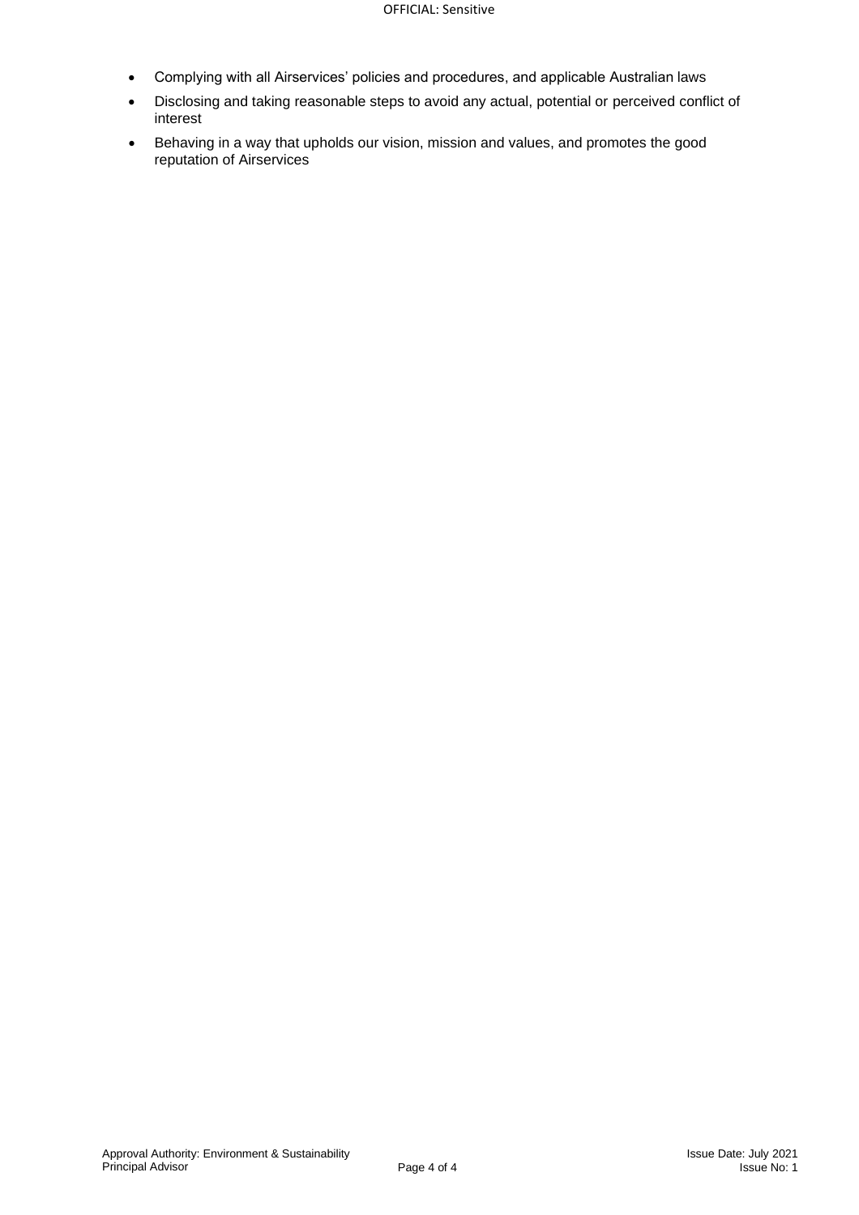- Complying with all Airservices' policies and procedures, and applicable Australian laws
- Disclosing and taking reasonable steps to avoid any actual, potential or perceived conflict of interest
- Behaving in a way that upholds our vision, mission and values, and promotes the good reputation of Airservices